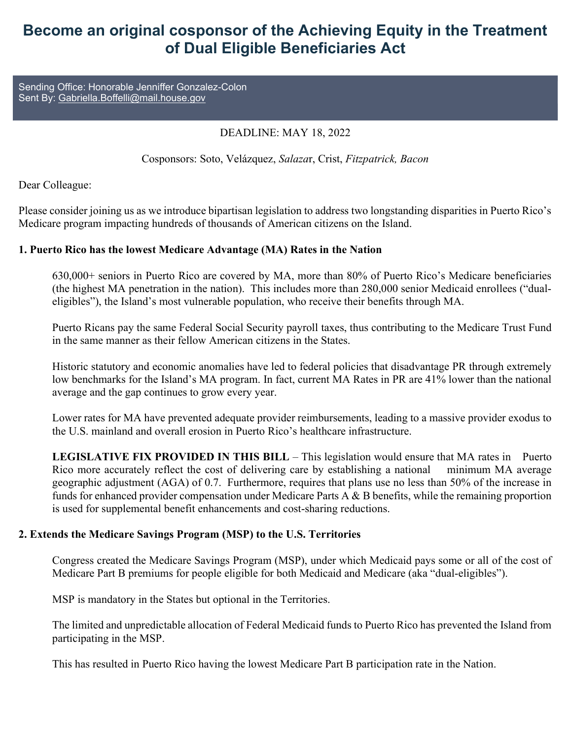# Become an original cosponsor of the Achieving Equity in the Treatment of Dual Eligible Beneficiaries Act

Sending Office: Honorable Jenniffer Gonzalez-Colon
Sent By: Gabriella.Boffelli@mail.house.gov

DEADLINE: MAY 18, 2022

Cosponsors: Soto, Velázquez, *Salaza*r, Crist, *Fitzpatrick, Bacon*

Dear Colleague:

Please consider joining us as we introduce bipartisan legislation to address two longstanding disparities in Puerto Rico's Medicare program impacting hundreds of thousands of American citizens on the Island.

**1. Puerto Rico has the lowest Medicare Advantage (MA) Rates in the Nation**

630,000+ seniors in Puerto Rico are covered by MA, more than 80% of Puerto Rico's Medicare beneficiaries (the highest MA penetration in the nation). This includes more than 280,000 senior Medicaid enrollees ("dual-eligibles"), the Island's most vulnerable population, who receive their benefits through MA.

Puerto Ricans pay the same Federal Social Security payroll taxes, thus contributing to the Medicare Trust Fund in the same manner as their fellow American citizens in the States.

Historic statutory and economic anomalies have led to federal policies that disadvantage PR through extremely low benchmarks for the Island's MA program. In fact, current MA Rates in PR are 41% lower than the national average and the gap continues to grow every year.

Lower rates for MA have prevented adequate provider reimbursements, leading to a massive provider exodus to the U.S. mainland and overall erosion in Puerto Rico's healthcare infrastructure.

**LEGISLATIVE FIX PROVIDED IN THIS BILL** – This legislation would ensure that MA rates in Puerto Rico more accurately reflect the cost of delivering care by establishing a national minimum MA average geographic adjustment (AGA) of 0.7. Furthermore, requires that plans use no less than 50% of the increase in funds for enhanced provider compensation under Medicare Parts A & B benefits, while the remaining proportion is used for supplemental benefit enhancements and cost-sharing reductions.

**2. Extends the Medicare Savings Program (MSP) to the U.S. Territories**

Congress created the Medicare Savings Program (MSP), under which Medicaid pays some or all of the cost of Medicare Part B premiums for people eligible for both Medicaid and Medicare (aka "dual-eligibles").

MSP is mandatory in the States but optional in the Territories.

The limited and unpredictable allocation of Federal Medicaid funds to Puerto Rico has prevented the Island from participating in the MSP.

This has resulted in Puerto Rico having the lowest Medicare Part B participation rate in the Nation.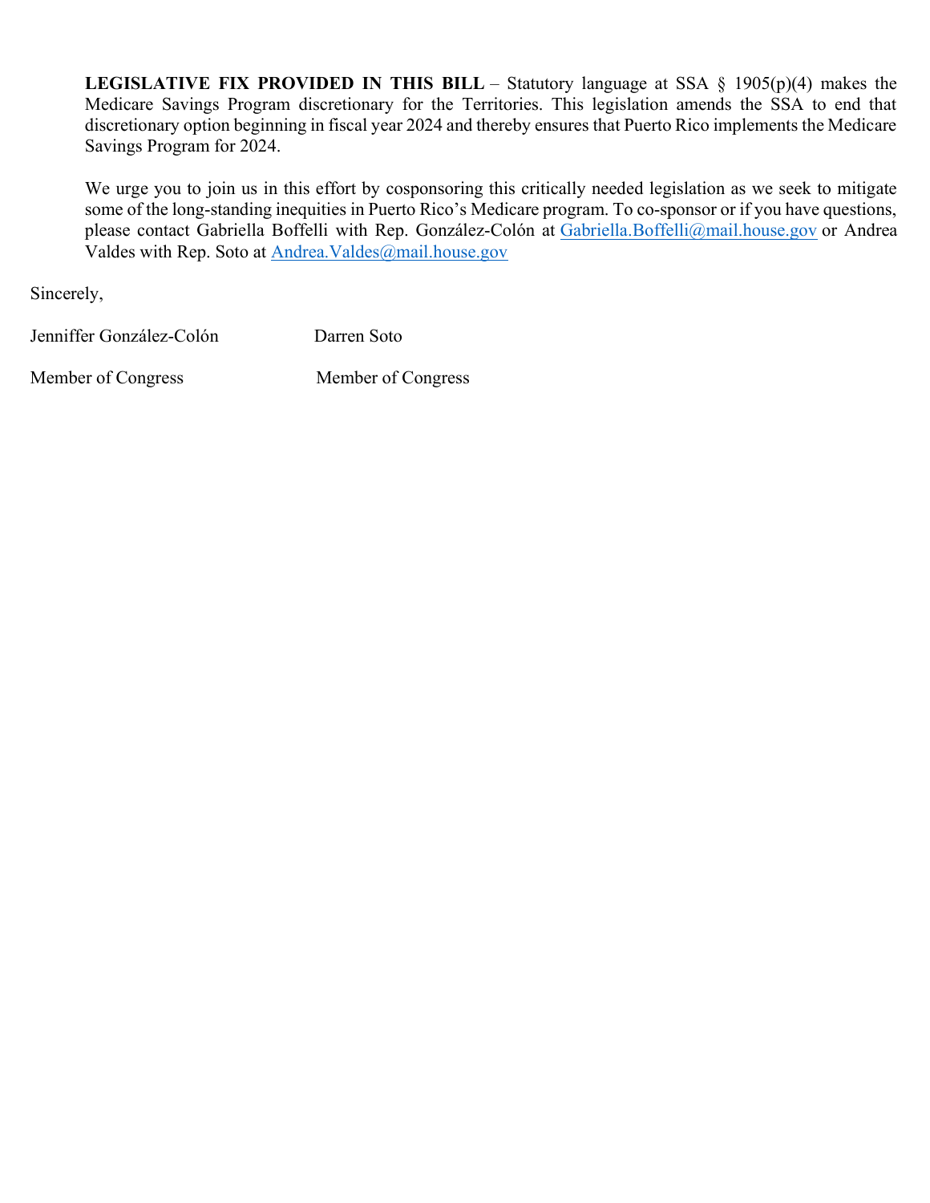**LEGISLATIVE FIX PROVIDED IN THIS BILL** – Statutory language at SSA § 1905(p)(4) makes the Medicare Savings Program discretionary for the Territories. This legislation amends the SSA to end that discretionary option beginning in fiscal year 2024 and thereby ensures that Puerto Rico implements the Medicare Savings Program for 2024.

We urge you to join us in this effort by cosponsoring this critically needed legislation as we seek to mitigate some of the long-standing inequities in Puerto Rico's Medicare program. To co-sponsor or if you have questions, please contact Gabriella Boffelli with Rep. González-Colón at Gabriella.Boffelli@mail.house.gov or Andrea Valdes with Rep. Soto at Andrea.Valdes@mail.house.gov

Sincerely,

Jenniffer González-Colón  
Member of Congress

Darren Soto  
Member of Congress